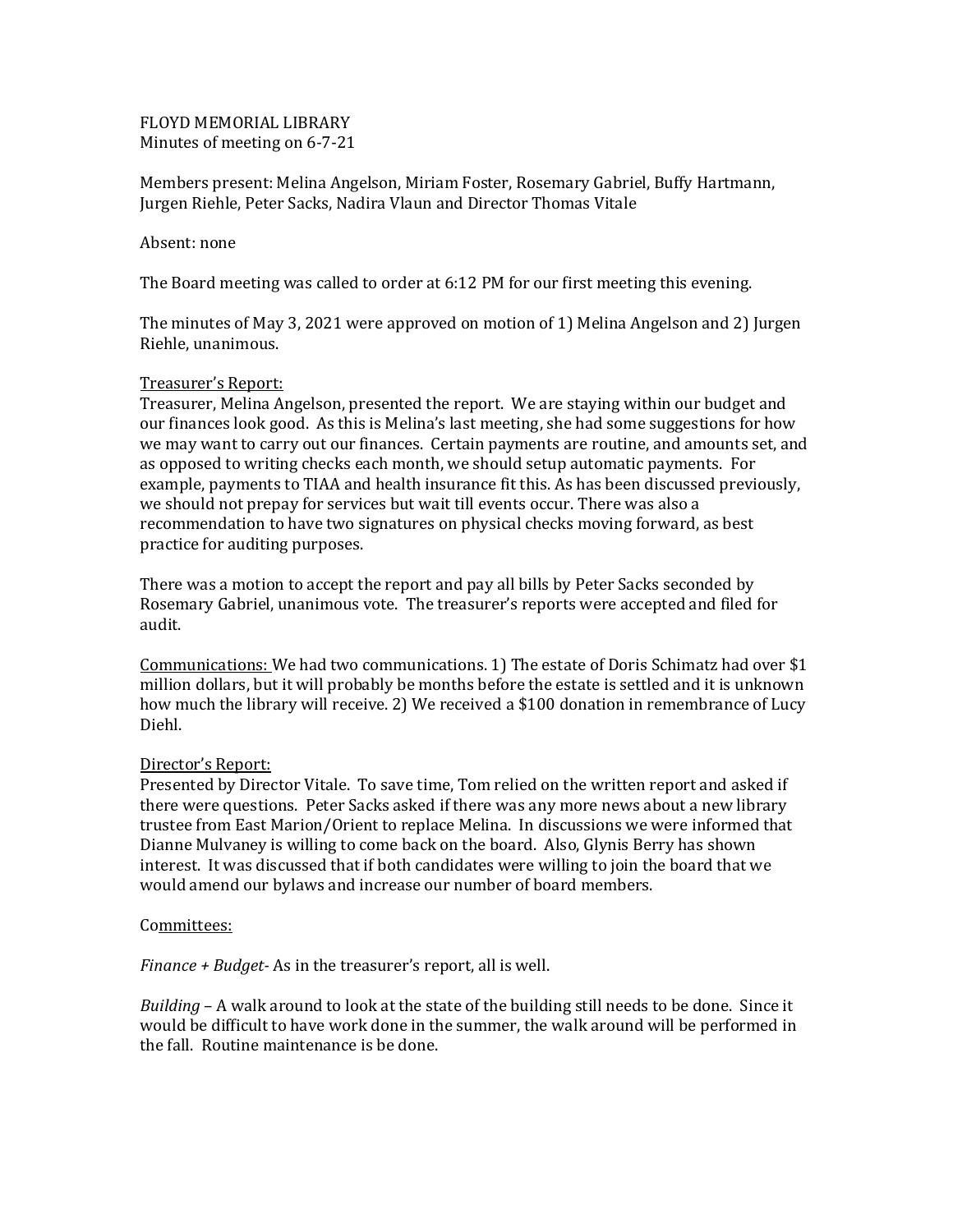FLOYD MEMORIAL LIBRARY
Minutes of meeting on 6-7-21

Members present: Melina Angelson, Miriam Foster, Rosemary Gabriel, Buffy Hartmann, Jurgen Riehle, Peter Sacks, Nadira Vlaun and Director Thomas Vitale

Absent: none

The Board meeting was called to order at 6:12 PM for our first meeting this evening.

The minutes of May 3, 2021 were approved on motion of 1) Melina Angelson and 2) Jurgen Riehle, unanimous.

<u>Treasurer's Report:</u>
Treasurer, Melina Angelson, presented the report. We are staying within our budget and our finances look good. As this is Melina's last meeting, she had some suggestions for how we may want to carry out our finances. Certain payments are routine, and amounts set, and as opposed to writing checks each month, we should setup automatic payments. For example, payments to TIAA and health insurance fit this. As has been discussed previously, we should not prepay for services but wait till events occur. There was also a recommendation to have two signatures on physical checks moving forward, as best practice for auditing purposes.

There was a motion to accept the report and pay all bills by Peter Sacks seconded by Rosemary Gabriel, unanimous vote. The treasurer's reports were accepted and filed for audit.

<u>Communications:</u> We had two communications. 1) The estate of Doris Schimatz had over $1 million dollars, but it will probably be months before the estate is settled and it is unknown how much the library will receive. 2) We received a $100 donation in remembrance of Lucy Diehl.

<u>Director's Report:</u>
Presented by Director Vitale. To save time, Tom relied on the written report and asked if there were questions. Peter Sacks asked if there was any more news about a new library trustee from East Marion/Orient to replace Melina. In discussions we were informed that Dianne Mulvaney is willing to come back on the board. Also, Glynis Berry has shown interest. It was discussed that if both candidates were willing to join the board that we would amend our bylaws and increase our number of board members.

<u>Committees:</u>

*Finance + Budget*- As in the treasurer's report, all is well.

*Building* – A walk around to look at the state of the building still needs to be done. Since it would be difficult to have work done in the summer, the walk around will be performed in the fall. Routine maintenance is be done.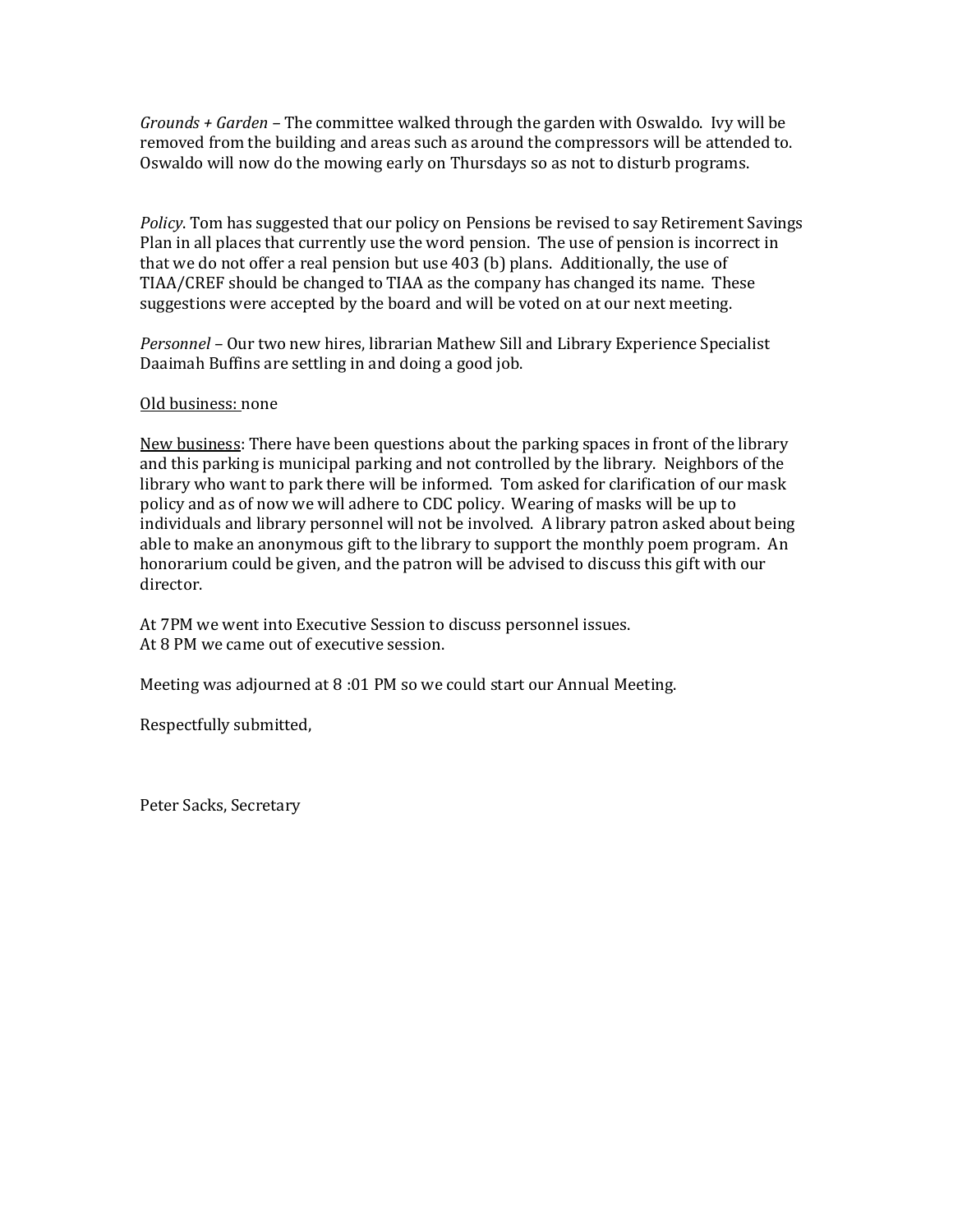*Grounds + Garden* – The committee walked through the garden with Oswaldo. Ivy will be removed from the building and areas such as around the compressors will be attended to. Oswaldo will now do the mowing early on Thursdays so as not to disturb programs.

*Policy*. Tom has suggested that our policy on Pensions be revised to say Retirement Savings Plan in all places that currently use the word pension. The use of pension is incorrect in that we do not offer a real pension but use 403 (b) plans. Additionally, the use of TIAA/CREF should be changed to TIAA as the company has changed its name. These suggestions were accepted by the board and will be voted on at our next meeting.

*Personnel* – Our two new hires, librarian Mathew Sill and Library Experience Specialist Daaimah Buffins are settling in and doing a good job.

<u>Old business:</u> none

<u>New business</u>: There have been questions about the parking spaces in front of the library and this parking is municipal parking and not controlled by the library. Neighbors of the library who want to park there will be informed. Tom asked for clarification of our mask policy and as of now we will adhere to CDC policy. Wearing of masks will be up to individuals and library personnel will not be involved. A library patron asked about being able to make an anonymous gift to the library to support the monthly poem program. An honorarium could be given, and the patron will be advised to discuss this gift with our director.

At 7PM we went into Executive Session to discuss personnel issues.
At 8 PM we came out of executive session.

Meeting was adjourned at 8 :01 PM so we could start our Annual Meeting.

Respectfully submitted,

Peter Sacks, Secretary